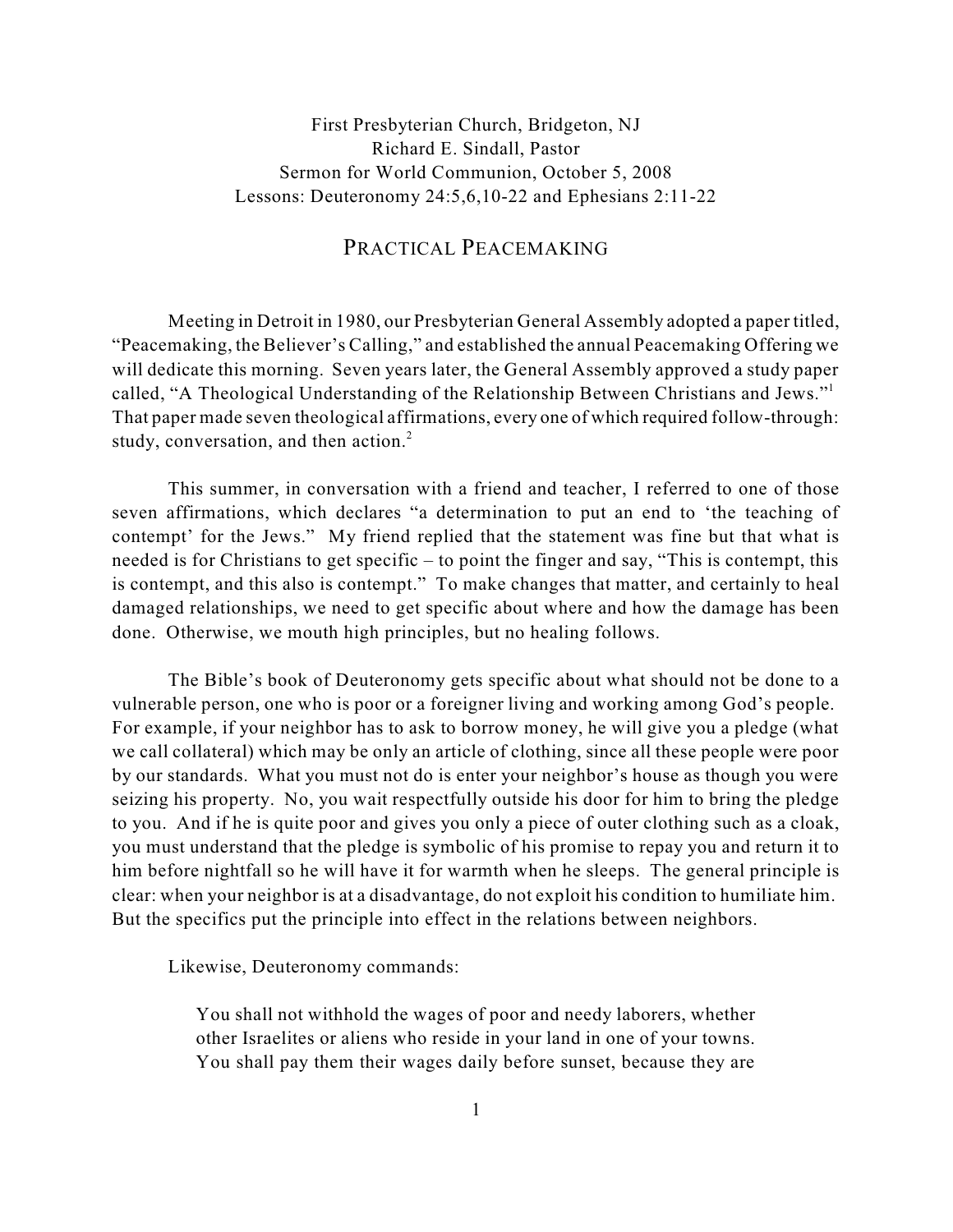First Presbyterian Church, Bridgeton, NJ
Richard E. Sindall, Pastor
Sermon for World Communion, October 5, 2008
Lessons: Deuteronomy 24:5,6,10-22 and Ephesians 2:11-22

# PRACTICAL PEACEMAKING

Meeting in Detroit in 1980, our Presbyterian General Assembly adopted a paper titled, "Peacemaking, the Believer's Calling," and established the annual Peacemaking Offering we will dedicate this morning. Seven years later, the General Assembly approved a study paper called, "A Theological Understanding of the Relationship Between Christians and Jews."[1] That paper made seven theological affirmations, every one of which required follow-through: study, conversation, and then action.[2]

This summer, in conversation with a friend and teacher, I referred to one of those seven affirmations, which declares "a determination to put an end to 'the teaching of contempt' for the Jews." My friend replied that the statement was fine but that what is needed is for Christians to get specific – to point the finger and say, "This is contempt, this is contempt, and this also is contempt." To make changes that matter, and certainly to heal damaged relationships, we need to get specific about where and how the damage has been done. Otherwise, we mouth high principles, but no healing follows.

The Bible's book of Deuteronomy gets specific about what should not be done to a vulnerable person, one who is poor or a foreigner living and working among God's people. For example, if your neighbor has to ask to borrow money, he will give you a pledge (what we call collateral) which may be only an article of clothing, since all these people were poor by our standards. What you must not do is enter your neighbor's house as though you were seizing his property. No, you wait respectfully outside his door for him to bring the pledge to you. And if he is quite poor and gives you only a piece of outer clothing such as a cloak, you must understand that the pledge is symbolic of his promise to repay you and return it to him before nightfall so he will have it for warmth when he sleeps. The general principle is clear: when your neighbor is at a disadvantage, do not exploit his condition to humiliate him. But the specifics put the principle into effect in the relations between neighbors.

Likewise, Deuteronomy commands:

> You shall not withhold the wages of poor and needy laborers, whether other Israelites or aliens who reside in your land in one of your towns. You shall pay them their wages daily before sunset, because they are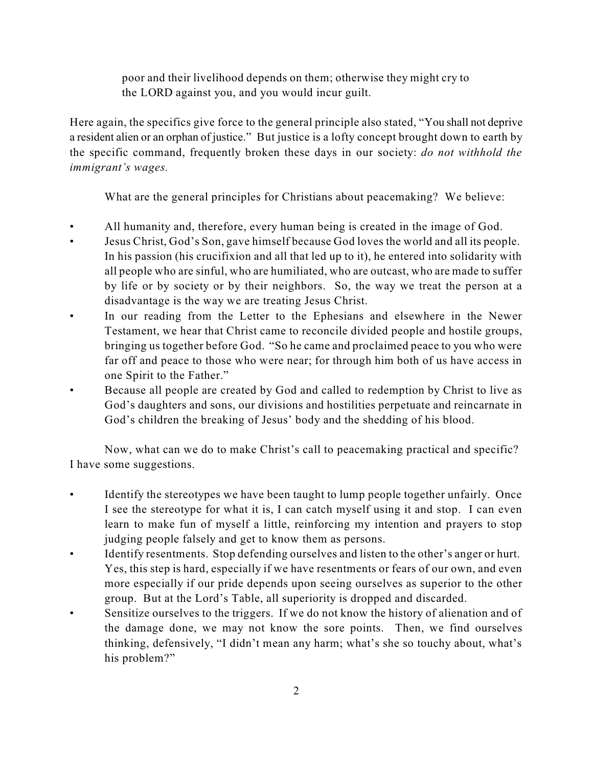> poor and their livelihood depends on them; otherwise they might cry to the LORD against you, and you would incur guilt.

Here again, the specifics give force to the general principle also stated, "You shall not deprive a resident alien or an orphan of justice." But justice is a lofty concept brought down to earth by the specific command, frequently broken these days in our society: *do not withhold the immigrant's wages.*

What are the general principles for Christians about peacemaking? We believe:

- All humanity and, therefore, every human being is created in the image of God.
- Jesus Christ, God's Son, gave himself because God loves the world and all its people. In his passion (his crucifixion and all that led up to it), he entered into solidarity with all people who are sinful, who are humiliated, who are outcast, who are made to suffer by life or by society or by their neighbors. So, the way we treat the person at a disadvantage is the way we are treating Jesus Christ.
- In our reading from the Letter to the Ephesians and elsewhere in the Newer Testament, we hear that Christ came to reconcile divided people and hostile groups, bringing us together before God. "So he came and proclaimed peace to you who were far off and peace to those who were near; for through him both of us have access in one Spirit to the Father."
- Because all people are created by God and called to redemption by Christ to live as God's daughters and sons, our divisions and hostilities perpetuate and reincarnate in God's children the breaking of Jesus' body and the shedding of his blood.

Now, what can we do to make Christ's call to peacemaking practical and specific? I have some suggestions.

- Identify the stereotypes we have been taught to lump people together unfairly. Once I see the stereotype for what it is, I can catch myself using it and stop. I can even learn to make fun of myself a little, reinforcing my intention and prayers to stop judging people falsely and get to know them as persons.
- Identify resentments. Stop defending ourselves and listen to the other's anger or hurt. Yes, this step is hard, especially if we have resentments or fears of our own, and even more especially if our pride depends upon seeing ourselves as superior to the other group. But at the Lord's Table, all superiority is dropped and discarded.
- Sensitize ourselves to the triggers. If we do not know the history of alienation and of the damage done, we may not know the sore points. Then, we find ourselves thinking, defensively, "I didn't mean any harm; what's she so touchy about, what's his problem?"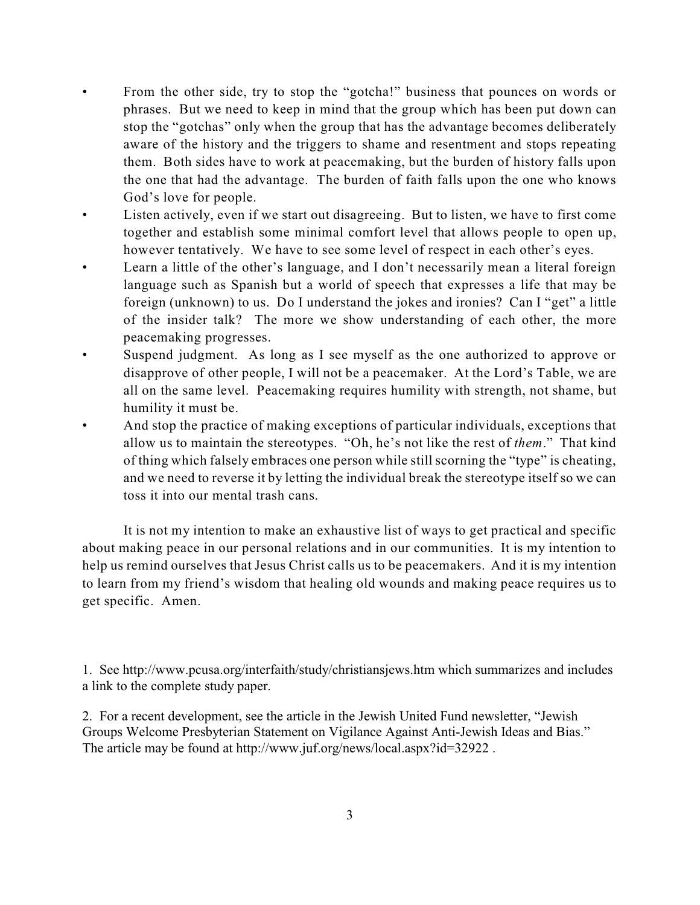- From the other side, try to stop the "gotcha!" business that pounces on words or phrases. But we need to keep in mind that the group which has been put down can stop the "gotchas" only when the group that has the advantage becomes deliberately aware of the history and the triggers to shame and resentment and stops repeating them. Both sides have to work at peacemaking, but the burden of history falls upon the one that had the advantage. The burden of faith falls upon the one who knows God's love for people.
- Listen actively, even if we start out disagreeing. But to listen, we have to first come together and establish some minimal comfort level that allows people to open up, however tentatively. We have to see some level of respect in each other's eyes.
- Learn a little of the other's language, and I don't necessarily mean a literal foreign language such as Spanish but a world of speech that expresses a life that may be foreign (unknown) to us. Do I understand the jokes and ironies? Can I "get" a little of the insider talk? The more we show understanding of each other, the more peacemaking progresses.
- Suspend judgment. As long as I see myself as the one authorized to approve or disapprove of other people, I will not be a peacemaker. At the Lord's Table, we are all on the same level. Peacemaking requires humility with strength, not shame, but humility it must be.
- And stop the practice of making exceptions of particular individuals, exceptions that allow us to maintain the stereotypes. "Oh, he's not like the rest of *them*." That kind of thing which falsely embraces one person while still scorning the "type" is cheating, and we need to reverse it by letting the individual break the stereotype itself so we can toss it into our mental trash cans.

It is not my intention to make an exhaustive list of ways to get practical and specific about making peace in our personal relations and in our communities. It is my intention to help us remind ourselves that Jesus Christ calls us to be peacemakers. And it is my intention to learn from my friend's wisdom that healing old wounds and making peace requires us to get specific. Amen.

1. See http://www.pcusa.org/interfaith/study/christiansjews.htm which summarizes and includes a link to the complete study paper.

2. For a recent development, see the article in the Jewish United Fund newsletter, "Jewish Groups Welcome Presbyterian Statement on Vigilance Against Anti-Jewish Ideas and Bias." The article may be found at http://www.juf.org/news/local.aspx?id=32922 .